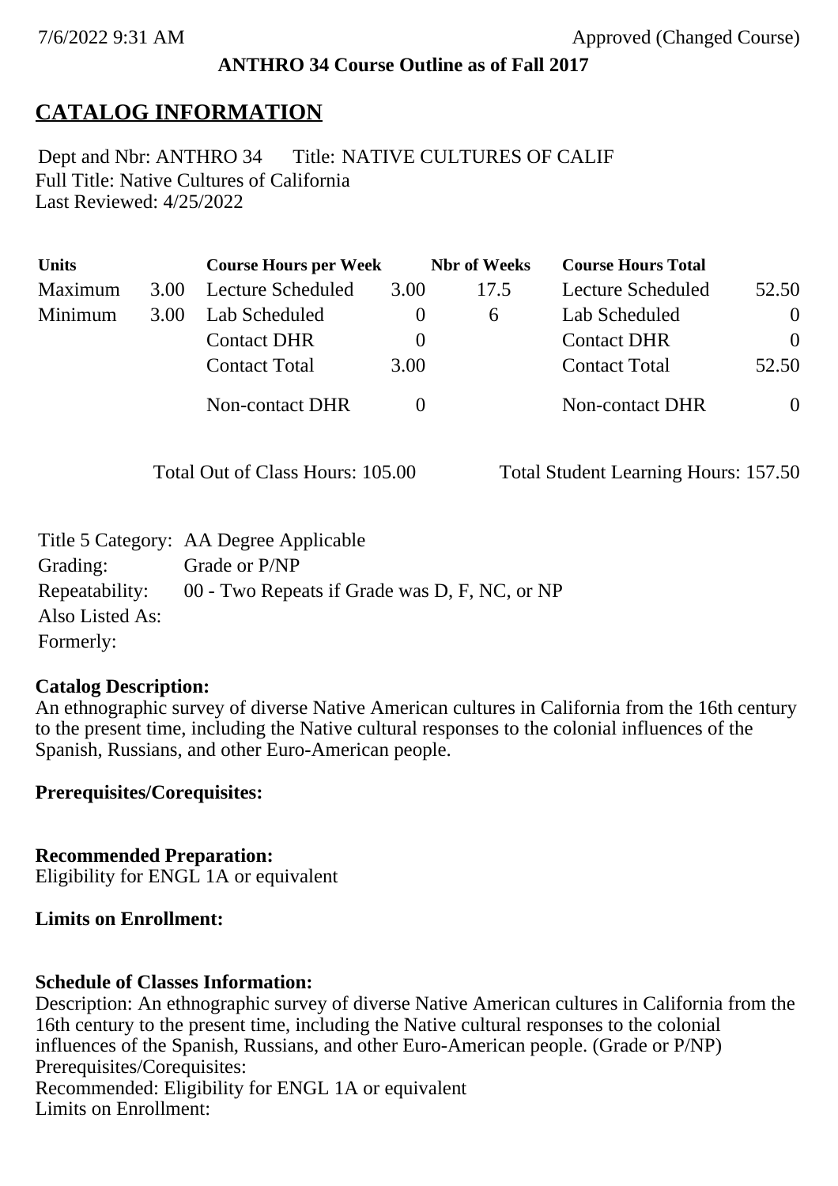7/6/2022 9:31 AM Approved (Changed Course)

**ANTHRO 34 Course Outline as of Fall 2017**

# CATALOG INFORMATION

Dept and Nbr: ANTHRO 34 Title: NATIVE CULTURES OF CALIF
Full Title: Native Cultures of California
Last Reviewed: 4/25/2022

| Units | | Course Hours per Week | | Nbr of Weeks | Course Hours Total | |
|---|---|---|---|---|---|---|
| Maximum | 3.00 | Lecture Scheduled | 3.00 | 17.5 | Lecture Scheduled | 52.50 |
| Minimum | 3.00 | Lab Scheduled | 0 | 6 | Lab Scheduled | 0 |
| | | Contact DHR | 0 | | Contact DHR | 0 |
| | | Contact Total | 3.00 | | Contact Total | 52.50 |
| | | Non-contact DHR | 0 | | Non-contact DHR | 0 |

Total Out of Class Hours: 105.00 Total Student Learning Hours: 157.50

Title 5 Category: AA Degree Applicable
Grading: Grade or P/NP
Repeatability: 00 - Two Repeats if Grade was D, F, NC, or NP
Also Listed As:
Formerly:

**Catalog Description:**
An ethnographic survey of diverse Native American cultures in California from the 16th century to the present time, including the Native cultural responses to the colonial influences of the Spanish, Russians, and other Euro-American people.

**Prerequisites/Corequisites:**

**Recommended Preparation:**
Eligibility for ENGL 1A or equivalent

**Limits on Enrollment:**

**Schedule of Classes Information:**
Description: An ethnographic survey of diverse Native American cultures in California from the 16th century to the present time, including the Native cultural responses to the colonial influences of the Spanish, Russians, and other Euro-American people. (Grade or P/NP)
Prerequisites/Corequisites:
Recommended: Eligibility for ENGL 1A or equivalent
Limits on Enrollment: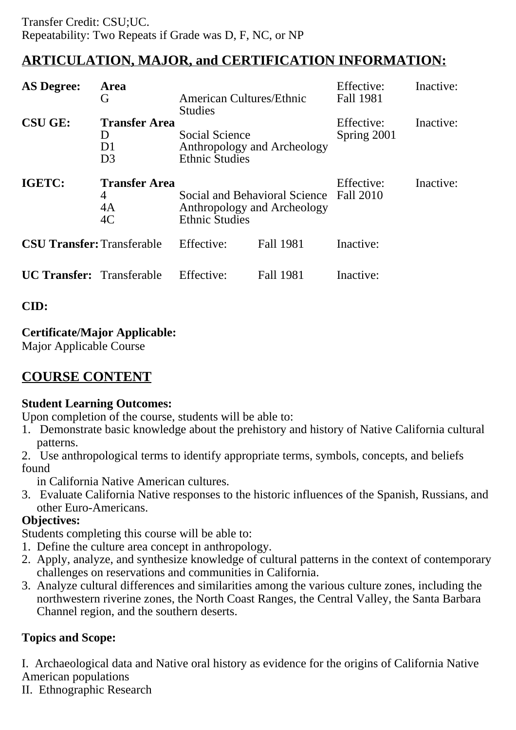Transfer Credit: CSU;UC.
Repeatability: Two Repeats if Grade was D, F, NC, or NP

## ARTICULATION, MAJOR, and CERTIFICATION INFORMATION:

| | | | | |
|---|---|---|---|---|
| **AS Degree:** | **Area** | | Effective: | Inactive: |
| | G | American Cultures/Ethnic Studies | Fall 1981 | |
| **CSU GE:** | **Transfer Area** | | Effective: | Inactive: |
| | D | Social Science | Spring 2001 | |
| | D1 | Anthropology and Archeology | | |
| | D3 | Ethnic Studies | | |
| **IGETC:** | **Transfer Area** | | Effective: | Inactive: |
| | 4 | Social and Behavioral Science | Fall 2010 | |
| | 4A | Anthropology and Archeology | | |
| | 4C | Ethnic Studies | | |

| | | | | |
|---|---|---|---|---|
| **CSU Transfer:** | Transferable | Effective: | Fall 1981 | Inactive: |
| **UC Transfer:** | Transferable | Effective: | Fall 1981 | Inactive: |

**CID:**

**Certificate/Major Applicable:**
Major Applicable Course

## COURSE CONTENT

**Student Learning Outcomes:**
Upon completion of the course, students will be able to:
1. Demonstrate basic knowledge about the prehistory and history of Native California cultural patterns.
2. Use anthropological terms to identify appropriate terms, symbols, concepts, and beliefs found in California Native American cultures.
3. Evaluate California Native responses to the historic influences of the Spanish, Russians, and other Euro-Americans.

**Objectives:**
Students completing this course will be able to:
1. Define the culture area concept in anthropology.
2. Apply, analyze, and synthesize knowledge of cultural patterns in the context of contemporary challenges on reservations and communities in California.
3. Analyze cultural differences and similarities among the various culture zones, including the northwestern riverine zones, the North Coast Ranges, the Central Valley, the Santa Barbara Channel region, and the southern deserts.

**Topics and Scope:**

I. Archaeological data and Native oral history as evidence for the origins of California Native American populations
II. Ethnographic Research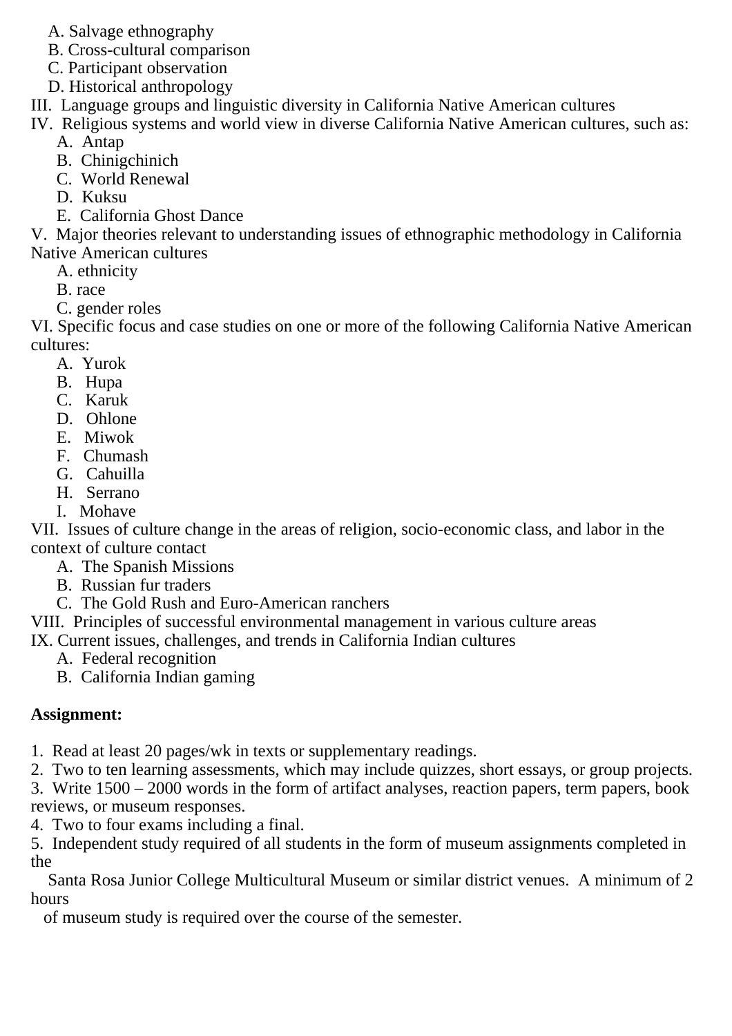A. Salvage ethnography
B. Cross-cultural comparison
C. Participant observation
D. Historical anthropology

III. Language groups and linguistic diversity in California Native American cultures

IV. Religious systems and world view in diverse California Native American cultures, such as:

A. Antap
B. Chinigchinich
C. World Renewal
D. Kuksu
E. California Ghost Dance

V. Major theories relevant to understanding issues of ethnographic methodology in California Native American cultures

A. ethnicity
B. race
C. gender roles

VI. Specific focus and case studies on one or more of the following California Native American cultures:

A. Yurok
B. Hupa
C. Karuk
D. Ohlone
E. Miwok
F. Chumash
G. Cahuilla
H. Serrano
I. Mohave

VII. Issues of culture change in the areas of religion, socio-economic class, and labor in the context of culture contact

A. The Spanish Missions
B. Russian fur traders
C. The Gold Rush and Euro-American ranchers

VIII. Principles of successful environmental management in various culture areas

IX. Current issues, challenges, and trends in California Indian cultures

A. Federal recognition
B. California Indian gaming

**Assignment:**

1. Read at least 20 pages/wk in texts or supplementary readings.
2. Two to ten learning assessments, which may include quizzes, short essays, or group projects.
3. Write 1500 – 2000 words in the form of artifact analyses, reaction papers, term papers, book reviews, or museum responses.
4. Two to four exams including a final.
5. Independent study required of all students in the form of museum assignments completed in the Santa Rosa Junior College Multicultural Museum or similar district venues. A minimum of 2 hours of museum study is required over the course of the semester.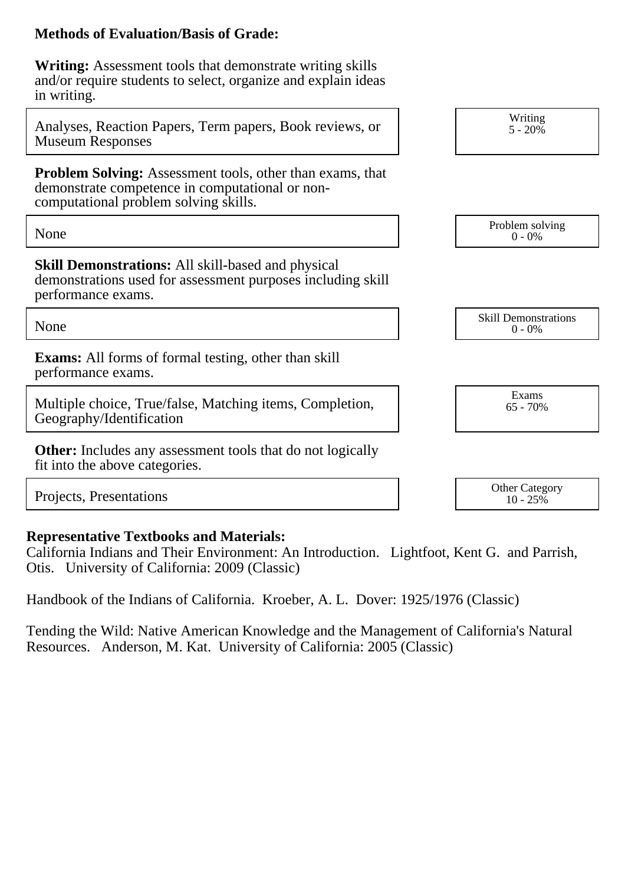**Methods of Evaluation/Basis of Grade:**

**Writing:** Assessment tools that demonstrate writing skills and/or require students to select, organize and explain ideas in writing.

| | |
|---|---|
| Analyses, Reaction Papers, Term papers, Book reviews, or Museum Responses | Writing<br>5 - 20% |

**Problem Solving:** Assessment tools, other than exams, that demonstrate competence in computational or non-computational problem solving skills.

| | |
|---|---|
| None | Problem solving<br>0 - 0% |

**Skill Demonstrations:** All skill-based and physical demonstrations used for assessment purposes including skill performance exams.

| | |
|---|---|
| None | Skill Demonstrations<br>0 - 0% |

**Exams:** All forms of formal testing, other than skill performance exams.

| | |
|---|---|
| Multiple choice, True/false, Matching items, Completion, Geography/Identification | Exams<br>65 - 70% |

**Other:** Includes any assessment tools that do not logically fit into the above categories.

| | |
|---|---|
| Projects, Presentations | Other Category<br>10 - 25% |

**Representative Textbooks and Materials:**

California Indians and Their Environment: An Introduction. Lightfoot, Kent G. and Parrish, Otis. University of California: 2009 (Classic)

Handbook of the Indians of California. Kroeber, A. L. Dover: 1925/1976 (Classic)

Tending the Wild: Native American Knowledge and the Management of California's Natural Resources. Anderson, M. Kat. University of California: 2005 (Classic)